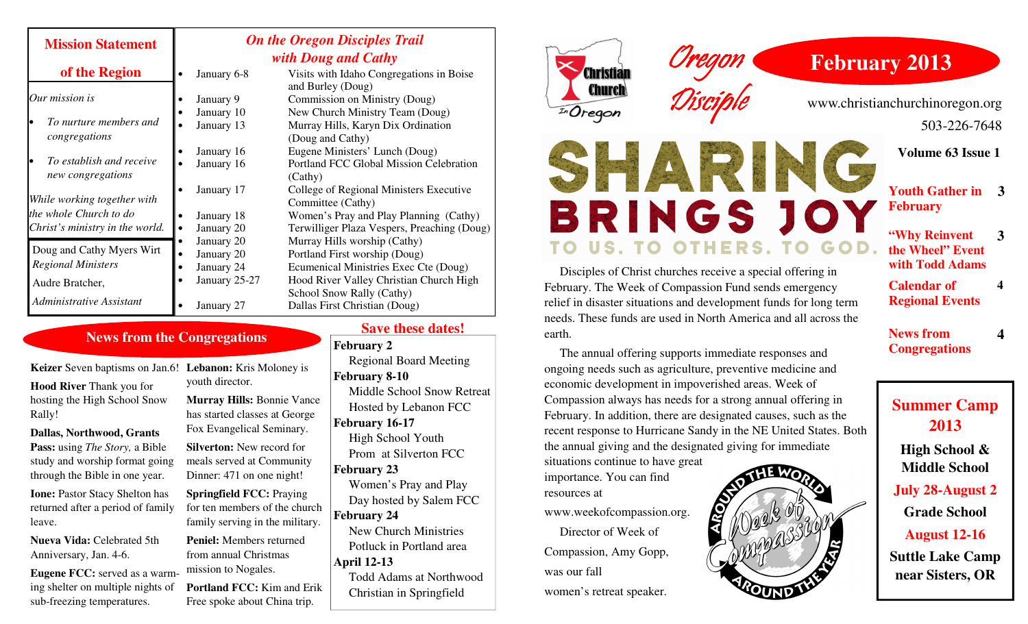## Mission Statement of the Region

*Our mission is*

- *To nurture members and congregations*
- *To establish and receive new congregations*

*While working together with the whole Church to do Christ's ministry in the world.*

Doug and Cathy Myers Wirt
*Regional Ministers*

Audre Bratcher,
*Administrative Assistant*

## *On the Oregon Disciples Trail with Doug and Cathy*

| Date | Event |
|---|---|
| January 6-8 | Visits with Idaho Congregations in Boise and Burley (Doug) |
| January 9 | Commission on Ministry (Doug) |
| January 10 | New Church Ministry Team (Doug) |
| January 13 | Murray Hills, Karyn Dix Ordination (Doug and Cathy) |
| January 16 | Eugene Ministers' Lunch (Doug) |
| January 16 | Portland FCC Global Mission Celebration (Cathy) |
| January 17 | College of Regional Ministers Executive Committee (Cathy) |
| January 18 | Women's Pray and Play Planning (Cathy) |
| January 20 | Terwilliger Plaza Vespers, Preaching (Doug) |
| January 20 | Murray Hills worship (Cathy) |
| January 20 | Portland First worship (Doug) |
| January 24 | Ecumenical Ministries Exec Cte (Doug) |
| January 25-27 | Hood River Valley Christian Church High School Snow Rally (Cathy) |
| January 27 | Dallas First Christian (Doug) |

## News from the Congregations

**Keizer** Seven baptisms on Jan.6!

**Hood River** Thank you for hosting the High School Snow Rally!

**Dallas, Northwood, Grants Pass:** using *The Story,* a Bible study and worship format going through the Bible in one year.

**Ione:** Pastor Stacy Shelton has returned after a period of family leave.

**Nueva Vida:** Celebrated 5th Anniversary, Jan. 4-6.

**Eugene FCC:** served as a warming shelter on multiple nights of sub-freezing temperatures.

**Lebanon:** Kris Moloney is youth director.

**Murray Hills:** Bonnie Vance has started classes at George Fox Evangelical Seminary.

**Silverton:** New record for meals served at Community Dinner: 471 on one night!

**Springfield FCC:** Praying for ten members of the church family serving in the military.

**Peniel:** Members returned from annual Christmas mission to Nogales.

**Portland FCC:** Kim and Erik Free spoke about China trip.

## Save these dates!

**February 2**
Regional Board Meeting

**February 8-10**
Middle School Snow Retreat Hosted by Lebanon FCC

**February 16-17**
High School Youth Prom at Silverton FCC

**February 23**
Women's Pray and Play Day hosted by Salem FCC

**February 24**
New Church Ministries Potluck in Portland area

**April 12-13**
Todd Adams at Northwood Christian in Springfield

# Christian Church In Oregon — Oregon Disciple

## February 2013

www.christianchurchinoregon.org

503-226-7648

**Volume 63 Issue 1**

| | |
|---|---|
| Youth Gather in February | 3 |
| "Why Reinvent the Wheel" Event with Todd Adams | 3 |
| Calendar of Regional Events | 4 |
| News from Congregations | 4 |

## SHARING BRINGS JOY
### TO US. TO OTHERS. TO GOD.

Disciples of Christ churches receive a special offering in February. The Week of Compassion Fund sends emergency relief in disaster situations and development funds for long term needs. These funds are used in North America and all across the earth.

The annual offering supports immediate responses and ongoing needs such as agriculture, preventive medicine and economic development in impoverished areas. Week of Compassion always has needs for a strong annual offering in February. In addition, there are designated causes, such as the recent response to Hurricane Sandy in the NE United States. Both the annual giving and the designated giving for immediate situations continue to have great importance. You can find resources at www.weekofcompassion.org.

Director of Week of Compassion, Amy Gopp, was our fall women's retreat speaker.

## Summer Camp 2013

**High School & Middle School**
**July 28-August 2**

**Grade School**
**August 12-16**

**Suttle Lake Camp near Sisters, OR**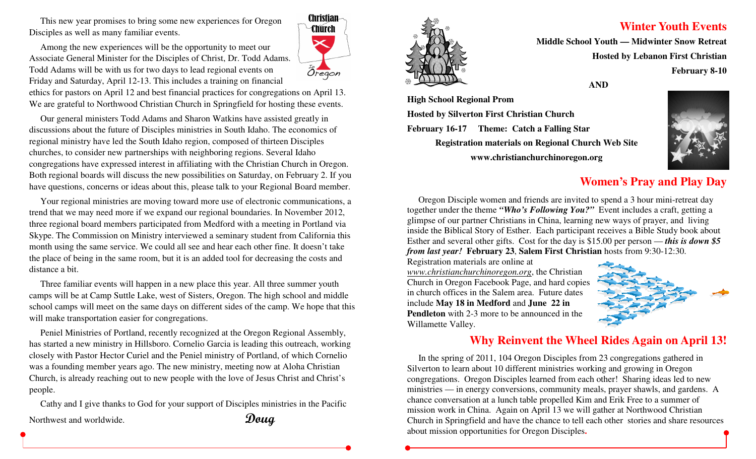This new year promises to bring some new experiences for Oregon Disciples as well as many familiar events.

Among the new experiences will be the opportunity to meet our Associate General Minister for the Disciples of Christ, Dr. Todd Adams. Todd Adams will be with us for two days to lead regional events on Friday and Saturday, April 12-13. This includes a training on financial ethics for pastors on April 12 and best financial practices for congregations on April 13. We are grateful to Northwood Christian Church in Springfield for hosting these events.

Our general ministers Todd Adams and Sharon Watkins have assisted greatly in discussions about the future of Disciples ministries in South Idaho. The economics of regional ministry have led the South Idaho region, composed of thirteen Disciples churches, to consider new partnerships with neighboring regions. Several Idaho congregations have expressed interest in affiliating with the Christian Church in Oregon. Both regional boards will discuss the new possibilities on Saturday, on February 2. If you have questions, concerns or ideas about this, please talk to your Regional Board member.

Your regional ministries are moving toward more use of electronic communications, a trend that we may need more if we expand our regional boundaries. In November 2012, three regional board members participated from Medford with a meeting in Portland via Skype. The Commission on Ministry interviewed a seminary student from California this month using the same service. We could all see and hear each other fine. It doesn't take the place of being in the same room, but it is an added tool for decreasing the costs and distance a bit.

Three familiar events will happen in a new place this year. All three summer youth camps will be at Camp Suttle Lake, west of Sisters, Oregon. The high school and middle school camps will meet on the same days on different sides of the camp. We hope that this will make transportation easier for congregations.

Peniel Ministries of Portland, recently recognized at the Oregon Regional Assembly, has started a new ministry in Hillsboro. Cornelio Garcia is leading this outreach, working closely with Pastor Hector Curiel and the Peniel ministry of Portland, of which Cornelio was a founding member years ago. The new ministry, meeting now at Aloha Christian Church, is already reaching out to new people with the love of Jesus Christ and Christ's people.

Cathy and I give thanks to God for your support of Disciples ministries in the Pacific Northwest and worldwide.

**Doug**

## Winter Youth Events

**Middle School Youth — Midwinter Snow Retreat**
**Hosted by Lebanon First Christian**
**February 8-10**

**AND**

**High School Regional Prom**
**Hosted by Silverton First Christian Church**
**February 16-17 Theme: Catch a Falling Star**
**Registration materials on Regional Church Web Site**
**www.christianchurchinoregon.org**

## Women's Pray and Play Day

Oregon Disciple women and friends are invited to spend a 3 hour mini-retreat day together under the theme ***"Who's Following You?"*** Event includes a craft, getting a glimpse of our partner Christians in China, learning new ways of prayer, and living inside the Biblical Story of Esther. Each participant receives a Bible Study book about Esther and several other gifts. Cost for the day is $15.00 per person — ***this is down $5 from last year!*** **February 23**, **Salem First Christian** hosts from 9:30-12:30. Registration materials are online at *www.christianchurchinoregon.org*, the Christian Church in Oregon Facebook Page, and hard copies in church offices in the Salem area. Future dates include **May 18 in Medford** and **June 22 in Pendleton** with 2-3 more to be announced in the Willamette Valley.

## Why Reinvent the Wheel Rides Again on April 13!

In the spring of 2011, 104 Oregon Disciples from 23 congregations gathered in Silverton to learn about 10 different ministries working and growing in Oregon congregations. Oregon Disciples learned from each other! Sharing ideas led to new ministries — in energy conversions, community meals, prayer shawls, and gardens. A chance conversation at a lunch table propelled Kim and Erik Free to a summer of mission work in China. Again on April 13 we will gather at Northwood Christian Church in Springfield and have the chance to tell each other stories and share resources about mission opportunities for Oregon Disciples.